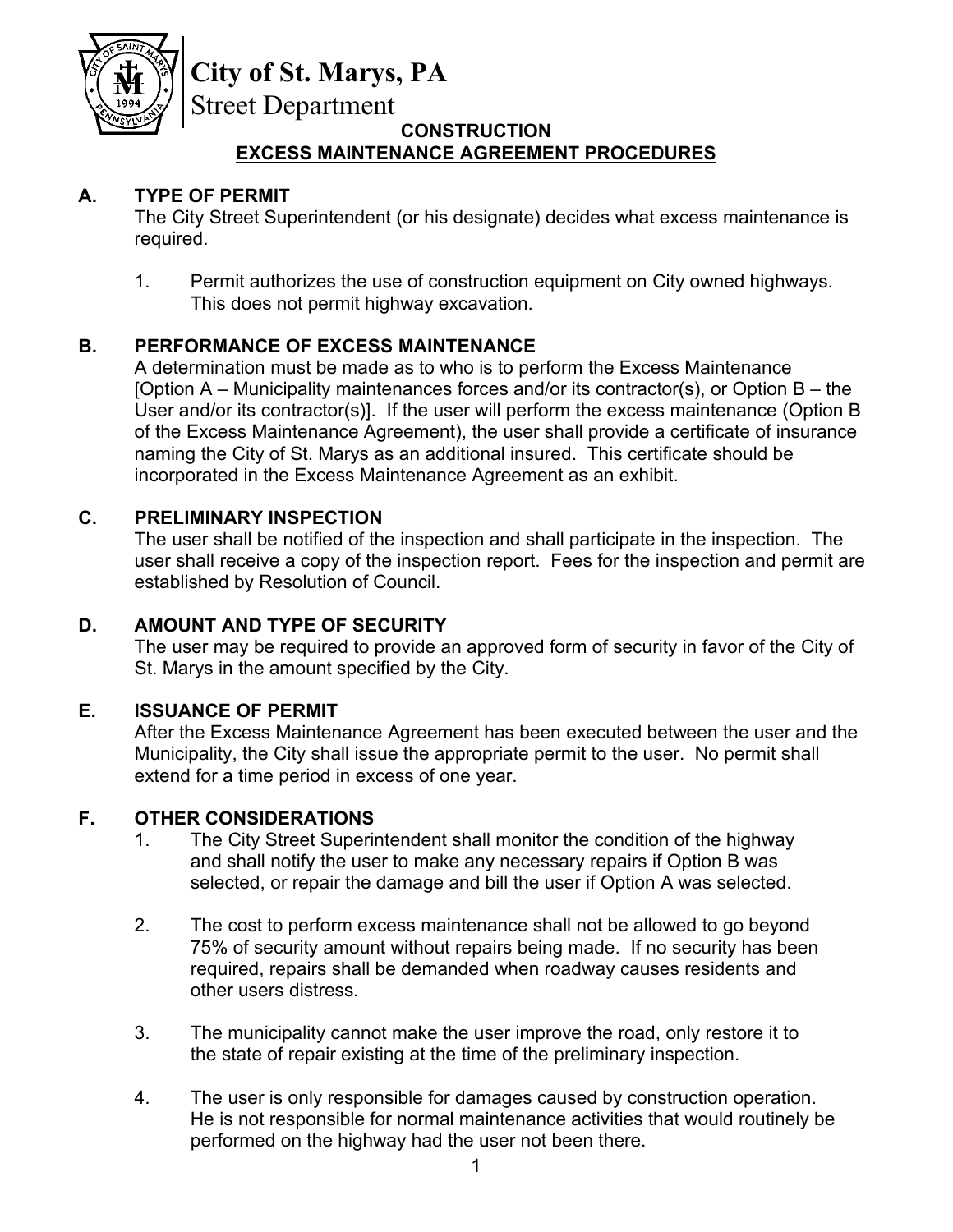# City of St. Marys, PA

## Street Department

### CONSTRUCTION

### EXCESS MAINTENANCE AGREEMENT PROCEDURES

**A. TYPE OF PERMIT**

The City Street Superintendent (or his designate) decides what excess maintenance is required.

1. Permit authorizes the use of construction equipment on City owned highways. This does not permit highway excavation.

**B. PERFORMANCE OF EXCESS MAINTENANCE**

A determination must be made as to who is to perform the Excess Maintenance [Option A – Municipality maintenances forces and/or its contractor(s), or Option B – the User and/or its contractor(s)]. If the user will perform the excess maintenance (Option B of the Excess Maintenance Agreement), the user shall provide a certificate of insurance naming the City of St. Marys as an additional insured. This certificate should be incorporated in the Excess Maintenance Agreement as an exhibit.

**C. PRELIMINARY INSPECTION**

The user shall be notified of the inspection and shall participate in the inspection. The user shall receive a copy of the inspection report. Fees for the inspection and permit are established by Resolution of Council.

**D. AMOUNT AND TYPE OF SECURITY**

The user may be required to provide an approved form of security in favor of the City of St. Marys in the amount specified by the City.

**E. ISSUANCE OF PERMIT**

After the Excess Maintenance Agreement has been executed between the user and the Municipality, the City shall issue the appropriate permit to the user. No permit shall extend for a time period in excess of one year.

**F. OTHER CONSIDERATIONS**

1. The City Street Superintendent shall monitor the condition of the highway and shall notify the user to make any necessary repairs if Option B was selected, or repair the damage and bill the user if Option A was selected.

2. The cost to perform excess maintenance shall not be allowed to go beyond 75% of security amount without repairs being made. If no security has been required, repairs shall be demanded when roadway causes residents and other users distress.

3. The municipality cannot make the user improve the road, only restore it to the state of repair existing at the time of the preliminary inspection.

4. The user is only responsible for damages caused by construction operation. He is not responsible for normal maintenance activities that would routinely be performed on the highway had the user not been there.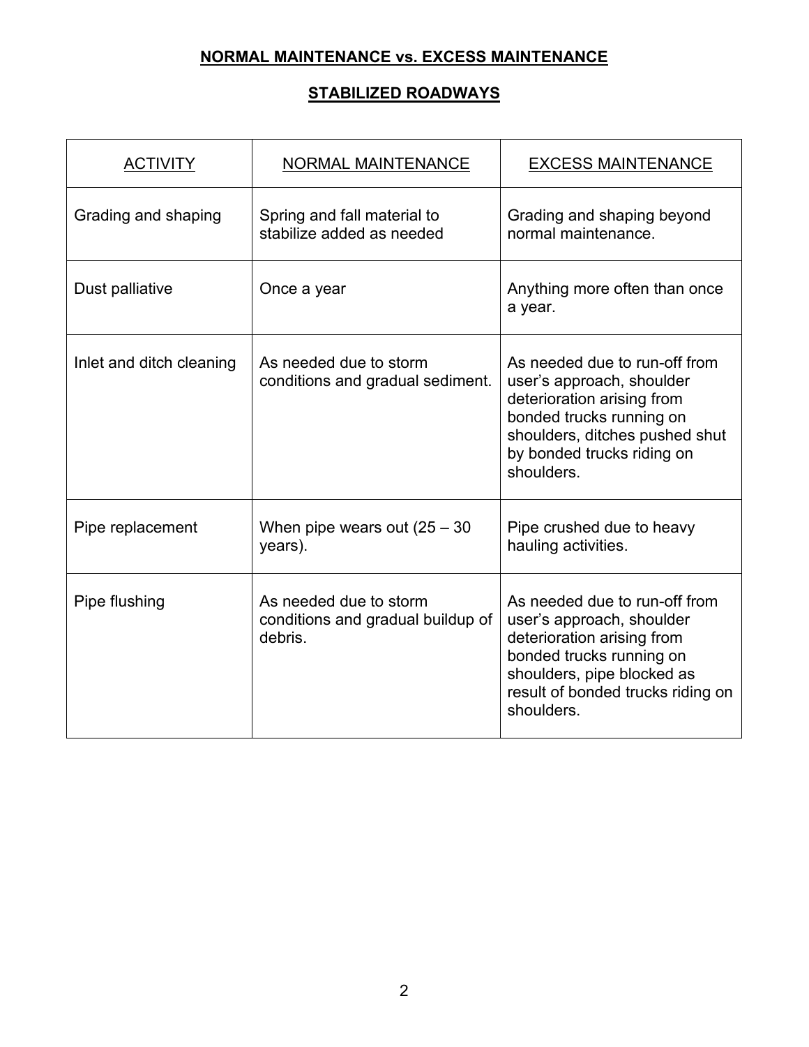## NORMAL MAINTENANCE vs. EXCESS MAINTENANCE

## STABILIZED ROADWAYS

| ACTIVITY | NORMAL MAINTENANCE | EXCESS MAINTENANCE |
|---|---|---|
| Grading and shaping | Spring and fall material to stabilize added as needed | Grading and shaping beyond normal maintenance. |
| Dust palliative | Once a year | Anything more often than once a year. |
| Inlet and ditch cleaning | As needed due to storm conditions and gradual sediment. | As needed due to run-off from user's approach, shoulder deterioration arising from bonded trucks running on shoulders, ditches pushed shut by bonded trucks riding on shoulders. |
| Pipe replacement | When pipe wears out (25 – 30 years). | Pipe crushed due to heavy hauling activities. |
| Pipe flushing | As needed due to storm conditions and gradual buildup of debris. | As needed due to run-off from user's approach, shoulder deterioration arising from bonded trucks running on shoulders, pipe blocked as result of bonded trucks riding on shoulders. |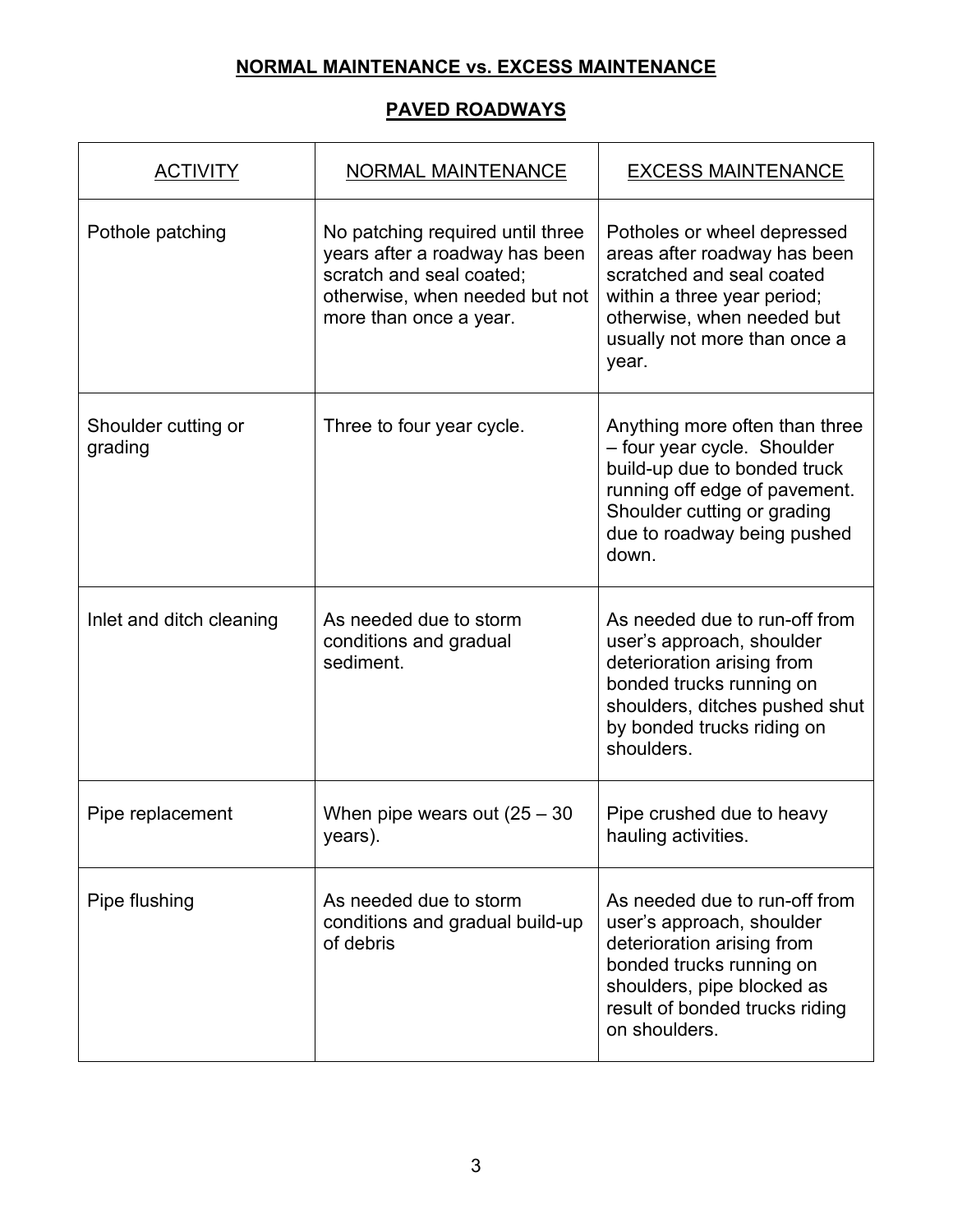## NORMAL MAINTENANCE vs. EXCESS MAINTENANCE

## PAVED ROADWAYS

| ACTIVITY | NORMAL MAINTENANCE | EXCESS MAINTENANCE |
|---|---|---|
| Pothole patching | No patching required until three years after a roadway has been scratch and seal coated; otherwise, when needed but not more than once a year. | Potholes or wheel depressed areas after roadway has been scratched and seal coated within a three year period; otherwise, when needed but usually not more than once a year. |
| Shoulder cutting or grading | Three to four year cycle. | Anything more often than three – four year cycle. Shoulder build-up due to bonded truck running off edge of pavement. Shoulder cutting or grading due to roadway being pushed down. |
| Inlet and ditch cleaning | As needed due to storm conditions and gradual sediment. | As needed due to run-off from user's approach, shoulder deterioration arising from bonded trucks running on shoulders, ditches pushed shut by bonded trucks riding on shoulders. |
| Pipe replacement | When pipe wears out (25 – 30 years). | Pipe crushed due to heavy hauling activities. |
| Pipe flushing | As needed due to storm conditions and gradual build-up of debris | As needed due to run-off from user's approach, shoulder deterioration arising from bonded trucks running on shoulders, pipe blocked as result of bonded trucks riding on shoulders. |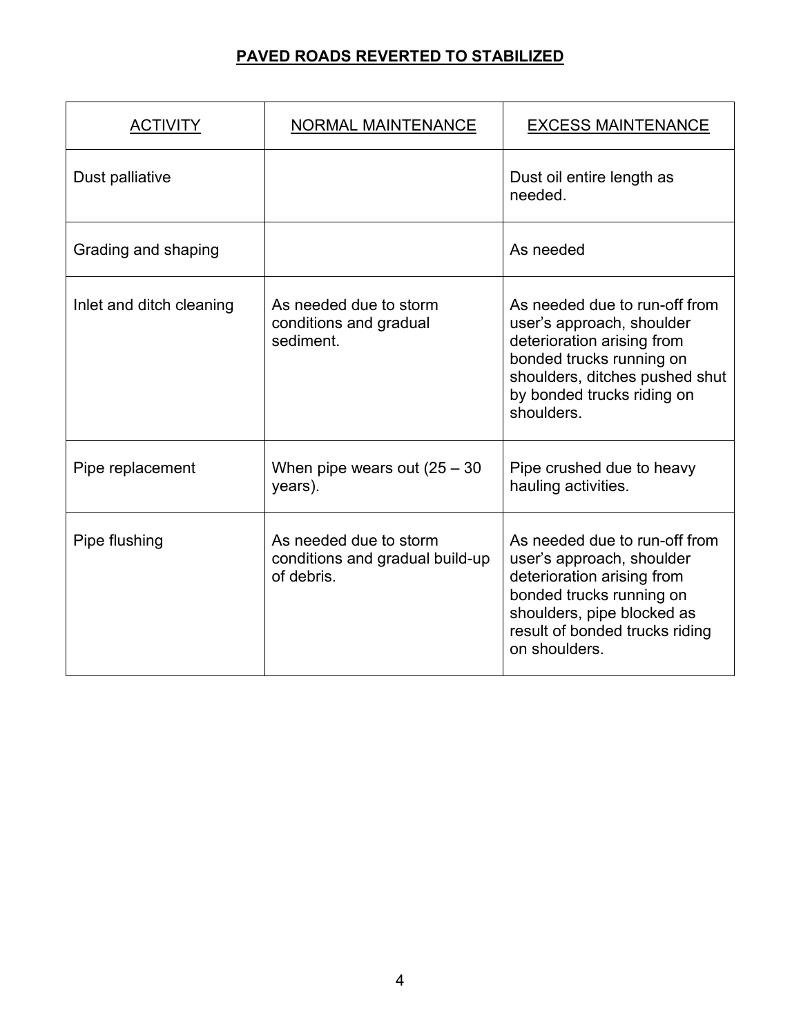## PAVED ROADS REVERTED TO STABILIZED

| ACTIVITY | NORMAL MAINTENANCE | EXCESS MAINTENANCE |
| --- | --- | --- |
| Dust palliative | | Dust oil entire length as needed. |
| Grading and shaping | | As needed |
| Inlet and ditch cleaning | As needed due to storm conditions and gradual sediment. | As needed due to run-off from user's approach, shoulder deterioration arising from bonded trucks running on shoulders, ditches pushed shut by bonded trucks riding on shoulders. |
| Pipe replacement | When pipe wears out (25 – 30 years). | Pipe crushed due to heavy hauling activities. |
| Pipe flushing | As needed due to storm conditions and gradual build-up of debris. | As needed due to run-off from user's approach, shoulder deterioration arising from bonded trucks running on shoulders, pipe blocked as result of bonded trucks riding on shoulders. |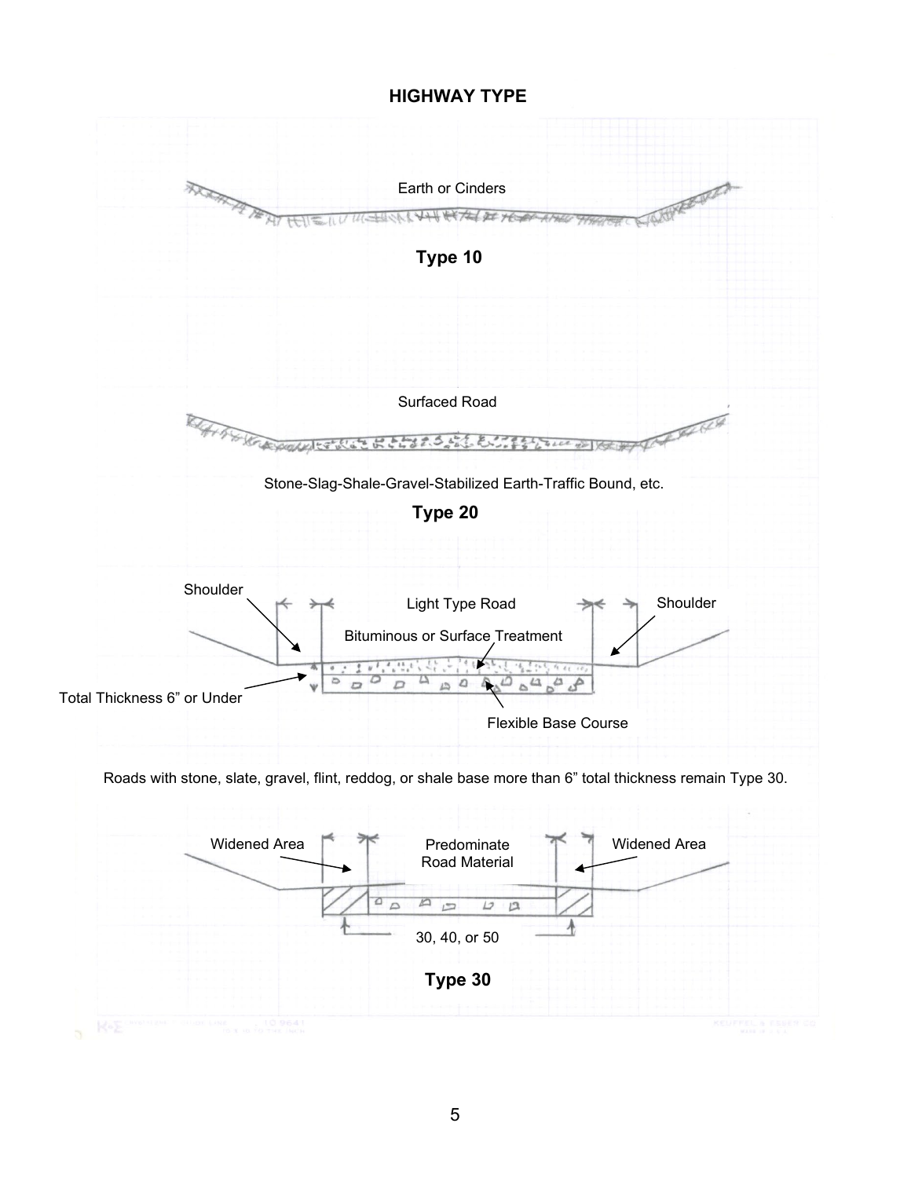## HIGHWAY TYPE

Earth or Cinders

**Type 10**

Surfaced Road

Stone-Slag-Shale-Gravel-Stabilized Earth-Traffic Bound, etc.

**Type 20**

Shoulder

Light Type Road

Shoulder

Bituminous or Surface Treatment

Total Thickness 6” or Under

Flexible Base Course

Roads with stone, slate, gravel, flint, reddog, or shale base more than 6” total thickness remain Type 30.

Widened Area

Predominate Road Material

Widened Area

30, 40, or 50

**Type 30**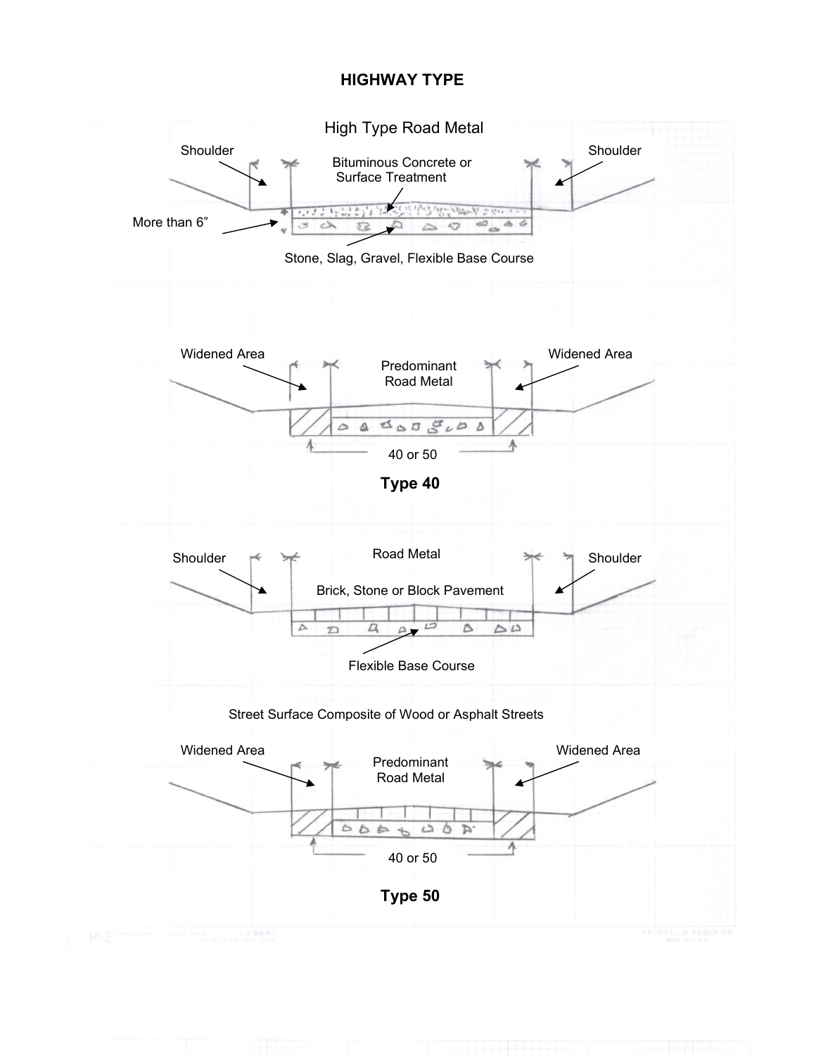# HIGHWAY TYPE

High Type Road Metal

Shoulder

Bituminous Concrete or Surface Treatment

Shoulder

More than 6”

Stone, Slag, Gravel, Flexible Base Course

Widened Area

Predominant Road Metal

Widened Area

40 or 50

**Type 40**

Shoulder

Road Metal

Shoulder

Brick, Stone or Block Pavement

Flexible Base Course

Street Surface Composite of Wood or Asphalt Streets

Widened Area

Predominant Road Metal

Widened Area

40 or 50

**Type 50**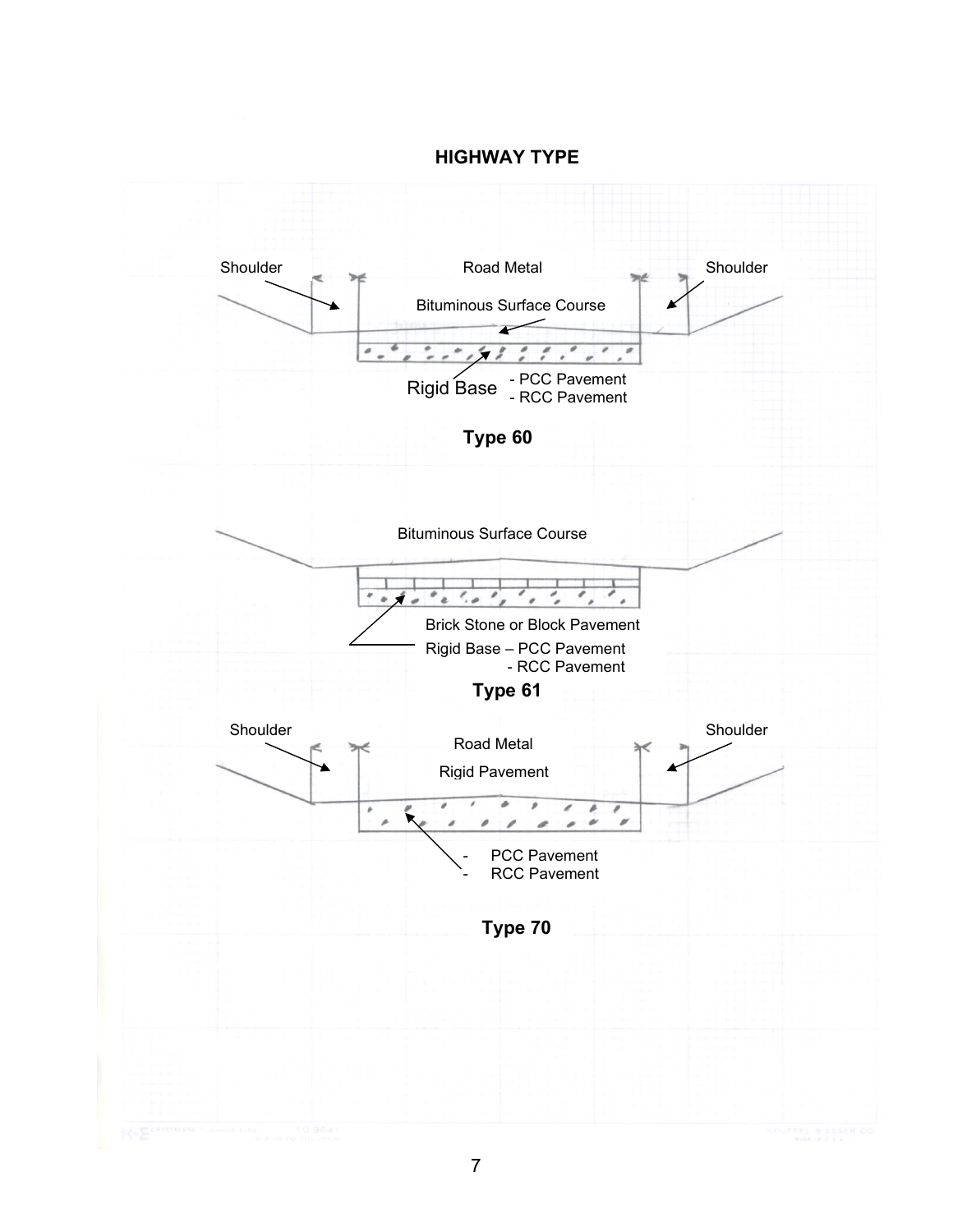## HIGHWAY TYPE

Shoulder

Road Metal

Shoulder

Bituminous Surface Course

Rigid Base
- PCC Pavement
- RCC Pavement

**Type 60**

Bituminous Surface Course

Brick Stone or Block Pavement

Rigid Base – PCC Pavement
- RCC Pavement

**Type 61**

Shoulder

Road Metal

Shoulder

Rigid Pavement

- PCC Pavement
- RCC Pavement

**Type 70**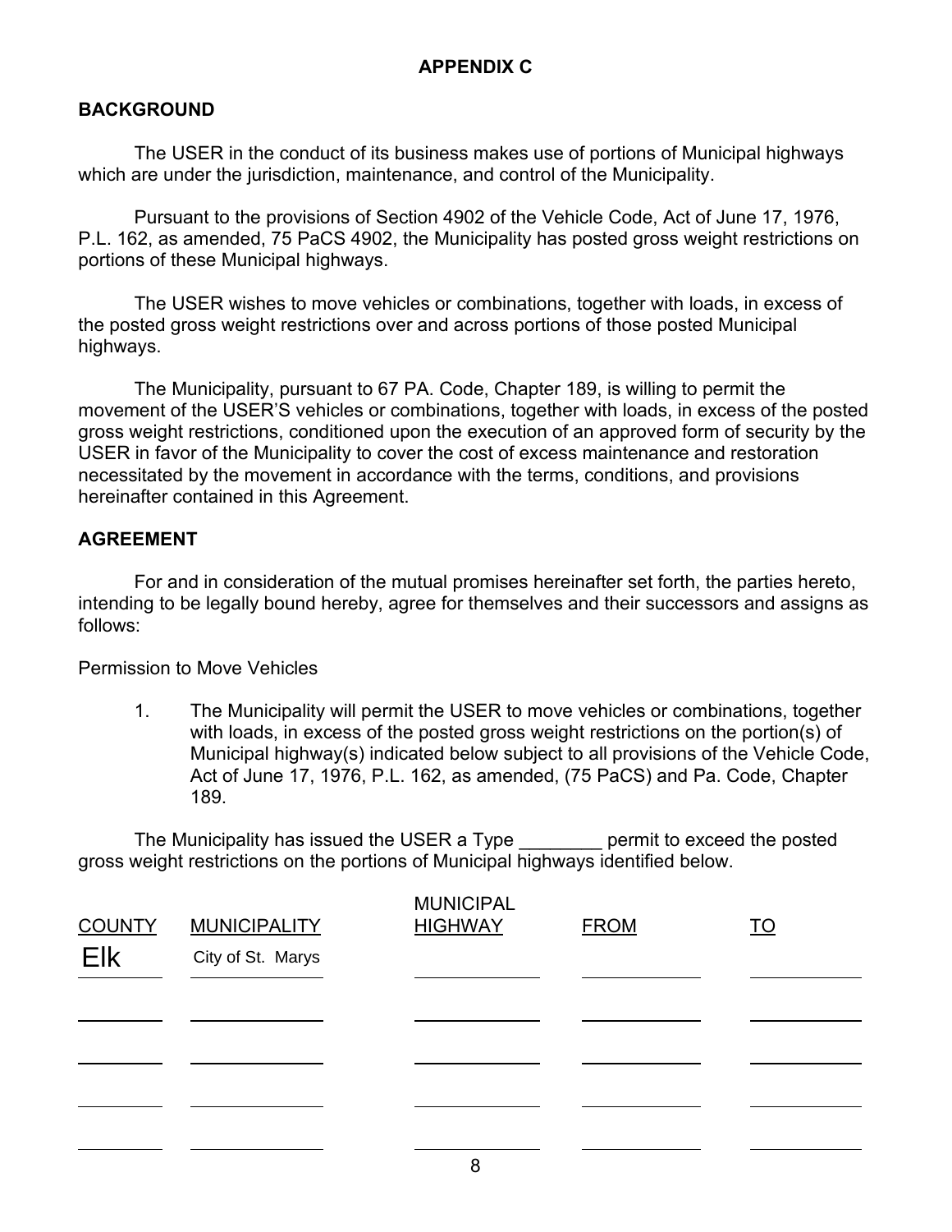## APPENDIX C

### BACKGROUND

The USER in the conduct of its business makes use of portions of Municipal highways which are under the jurisdiction, maintenance, and control of the Municipality.

Pursuant to the provisions of Section 4902 of the Vehicle Code, Act of June 17, 1976, P.L. 162, as amended, 75 PaCS 4902, the Municipality has posted gross weight restrictions on portions of these Municipal highways.

The USER wishes to move vehicles or combinations, together with loads, in excess of the posted gross weight restrictions over and across portions of those posted Municipal highways.

The Municipality, pursuant to 67 PA. Code, Chapter 189, is willing to permit the movement of the USER'S vehicles or combinations, together with loads, in excess of the posted gross weight restrictions, conditioned upon the execution of an approved form of security by the USER in favor of the Municipality to cover the cost of excess maintenance and restoration necessitated by the movement in accordance with the terms, conditions, and provisions hereinafter contained in this Agreement.

### AGREEMENT

For and in consideration of the mutual promises hereinafter set forth, the parties hereto, intending to be legally bound hereby, agree for themselves and their successors and assigns as follows:

Permission to Move Vehicles

1. The Municipality will permit the USER to move vehicles or combinations, together with loads, in excess of the posted gross weight restrictions on the portion(s) of Municipal highway(s) indicated below subject to all provisions of the Vehicle Code, Act of June 17, 1976, P.L. 162, as amended, (75 PaCS) and Pa. Code, Chapter 189.

The Municipality has issued the USER a Type ________ permit to exceed the posted gross weight restrictions on the portions of Municipal highways identified below.

| COUNTY | MUNICIPALITY | MUNICIPAL HIGHWAY | FROM | TO |
|---|---|---|---|---|
| Elk | City of St. Marys | | | |
| | | | | |
| | | | | |
| | | | | |
| | | | | |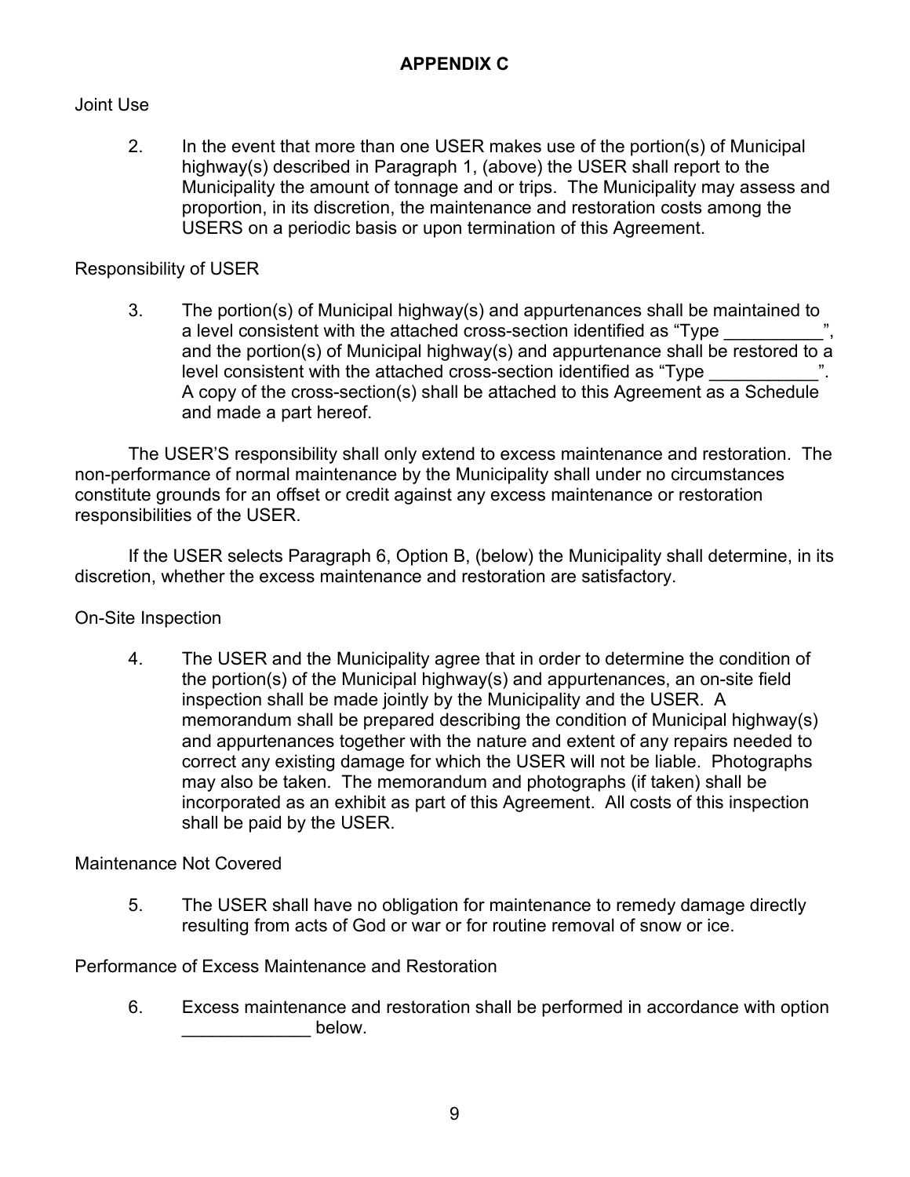## APPENDIX C

Joint Use

2. In the event that more than one USER makes use of the portion(s) of Municipal highway(s) described in Paragraph 1, (above) the USER shall report to the Municipality the amount of tonnage and or trips. The Municipality may assess and proportion, in its discretion, the maintenance and restoration costs among the USERS on a periodic basis or upon termination of this Agreement.

Responsibility of USER

3. The portion(s) of Municipal highway(s) and appurtenances shall be maintained to a level consistent with the attached cross-section identified as "Type __________", and the portion(s) of Municipal highway(s) and appurtenance shall be restored to a level consistent with the attached cross-section identified as "Type ___________". A copy of the cross-section(s) shall be attached to this Agreement as a Schedule and made a part hereof.

The USER'S responsibility shall only extend to excess maintenance and restoration. The non-performance of normal maintenance by the Municipality shall under no circumstances constitute grounds for an offset or credit against any excess maintenance or restoration responsibilities of the USER.

If the USER selects Paragraph 6, Option B, (below) the Municipality shall determine, in its discretion, whether the excess maintenance and restoration are satisfactory.

On-Site Inspection

4. The USER and the Municipality agree that in order to determine the condition of the portion(s) of the Municipal highway(s) and appurtenances, an on-site field inspection shall be made jointly by the Municipality and the USER. A memorandum shall be prepared describing the condition of Municipal highway(s) and appurtenances together with the nature and extent of any repairs needed to correct any existing damage for which the USER will not be liable. Photographs may also be taken. The memorandum and photographs (if taken) shall be incorporated as an exhibit as part of this Agreement. All costs of this inspection shall be paid by the USER.

Maintenance Not Covered

5. The USER shall have no obligation for maintenance to remedy damage directly resulting from acts of God or war or for routine removal of snow or ice.

Performance of Excess Maintenance and Restoration

6. Excess maintenance and restoration shall be performed in accordance with option _____________ below.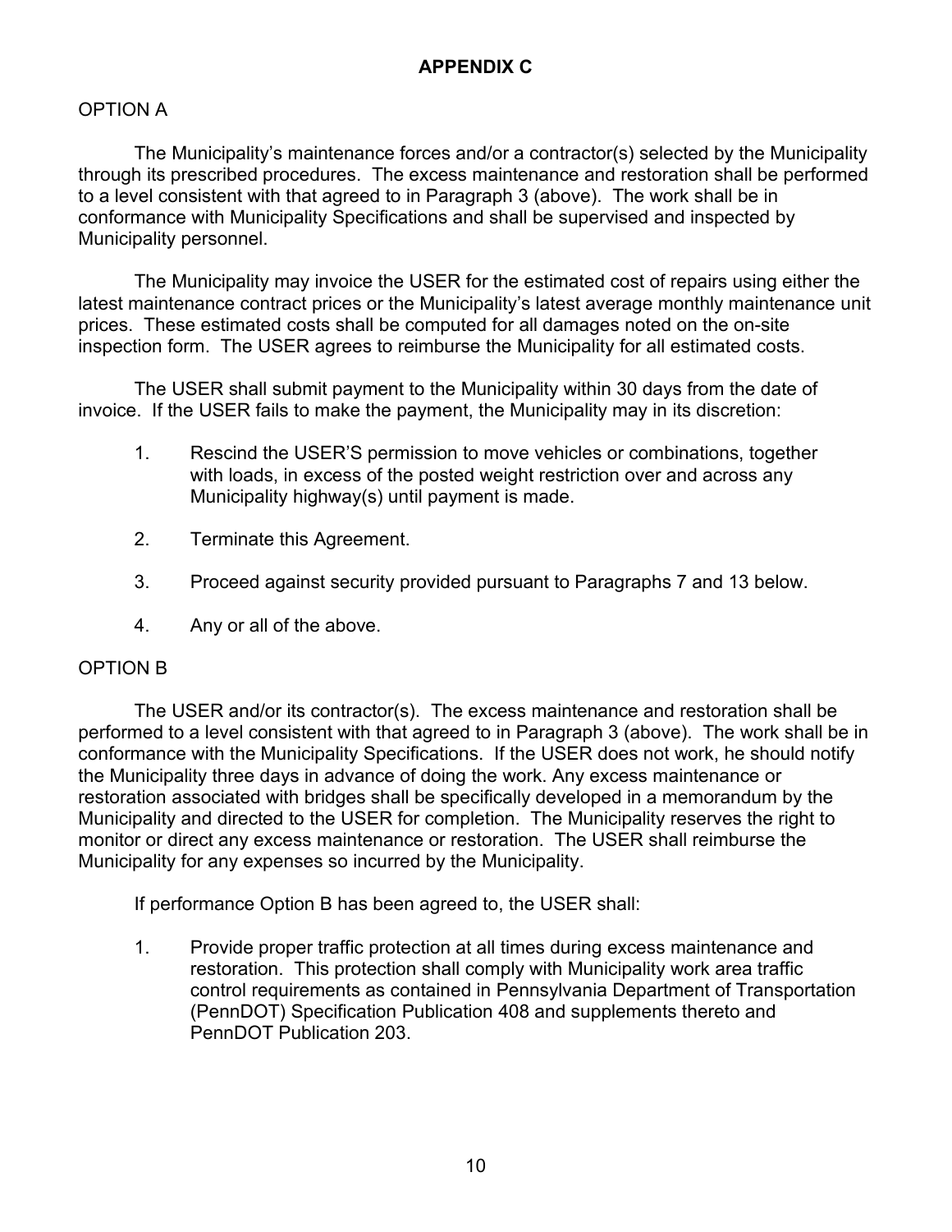## APPENDIX C

OPTION A

The Municipality's maintenance forces and/or a contractor(s) selected by the Municipality through its prescribed procedures. The excess maintenance and restoration shall be performed to a level consistent with that agreed to in Paragraph 3 (above). The work shall be in conformance with Municipality Specifications and shall be supervised and inspected by Municipality personnel.

The Municipality may invoice the USER for the estimated cost of repairs using either the latest maintenance contract prices or the Municipality's latest average monthly maintenance unit prices. These estimated costs shall be computed for all damages noted on the on-site inspection form. The USER agrees to reimburse the Municipality for all estimated costs.

The USER shall submit payment to the Municipality within 30 days from the date of invoice. If the USER fails to make the payment, the Municipality may in its discretion:

1. Rescind the USER'S permission to move vehicles or combinations, together with loads, in excess of the posted weight restriction over and across any Municipality highway(s) until payment is made.

2. Terminate this Agreement.

3. Proceed against security provided pursuant to Paragraphs 7 and 13 below.

4. Any or all of the above.

OPTION B

The USER and/or its contractor(s). The excess maintenance and restoration shall be performed to a level consistent with that agreed to in Paragraph 3 (above). The work shall be in conformance with the Municipality Specifications. If the USER does not work, he should notify the Municipality three days in advance of doing the work. Any excess maintenance or restoration associated with bridges shall be specifically developed in a memorandum by the Municipality and directed to the USER for completion. The Municipality reserves the right to monitor or direct any excess maintenance or restoration. The USER shall reimburse the Municipality for any expenses so incurred by the Municipality.

If performance Option B has been agreed to, the USER shall:

1. Provide proper traffic protection at all times during excess maintenance and restoration. This protection shall comply with Municipality work area traffic control requirements as contained in Pennsylvania Department of Transportation (PennDOT) Specification Publication 408 and supplements thereto and PennDOT Publication 203.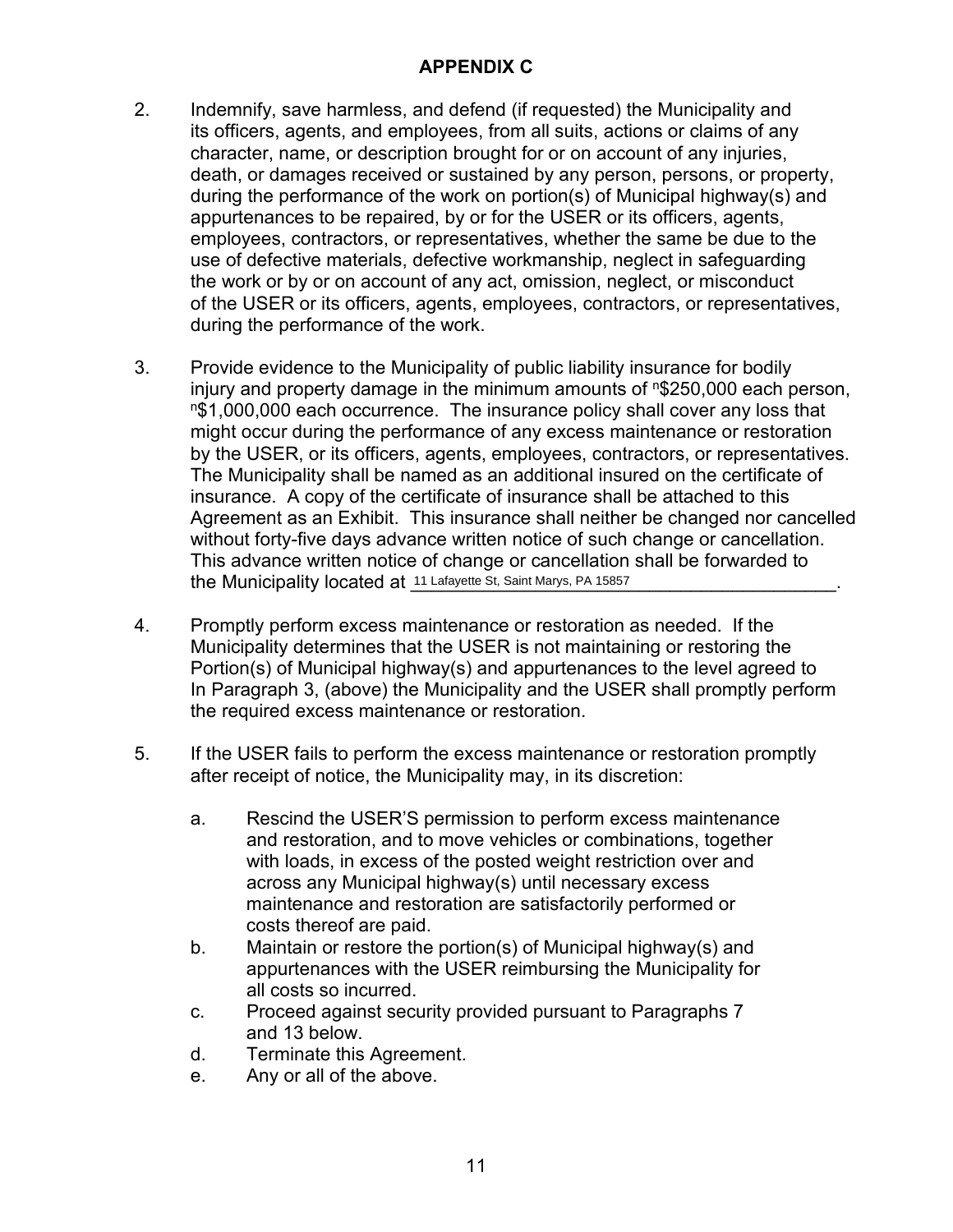## APPENDIX C

2. Indemnify, save harmless, and defend (if requested) the Municipality and its officers, agents, and employees, from all suits, actions or claims of any character, name, or description brought for or on account of any injuries, death, or damages received or sustained by any person, persons, or property, during the performance of the work on portion(s) of Municipal highway(s) and appurtenances to be repaired, by or for the USER or its officers, agents, employees, contractors, or representatives, whether the same be due to the use of defective materials, defective workmanship, neglect in safeguarding the work or by or on account of any act, omission, neglect, or misconduct of the USER or its officers, agents, employees, contractors, or representatives, during the performance of the work.

3. Provide evidence to the Municipality of public liability insurance for bodily injury and property damage in the minimum amounts of [n]$250,000 each person, [n]$1,000,000 each occurrence. The insurance policy shall cover any loss that might occur during the performance of any excess maintenance or restoration by the USER, or its officers, agents, employees, contractors, or representatives. The Municipality shall be named as an additional insured on the certificate of insurance. A copy of the certificate of insurance shall be attached to this Agreement as an Exhibit. This insurance shall neither be changed nor cancelled without forty-five days advance written notice of such change or cancellation. This advance written notice of change or cancellation shall be forwarded to the Municipality located at 11 Lafayette St, Saint Marys, PA 15857.

4. Promptly perform excess maintenance or restoration as needed. If the Municipality determines that the USER is not maintaining or restoring the Portion(s) of Municipal highway(s) and appurtenances to the level agreed to In Paragraph 3, (above) the Municipality and the USER shall promptly perform the required excess maintenance or restoration.

5. If the USER fails to perform the excess maintenance or restoration promptly after receipt of notice, the Municipality may, in its discretion:

   a. Rescind the USER'S permission to perform excess maintenance and restoration, and to move vehicles or combinations, together with loads, in excess of the posted weight restriction over and across any Municipal highway(s) until necessary excess maintenance and restoration are satisfactorily performed or costs thereof are paid.
   b. Maintain or restore the portion(s) of Municipal highway(s) and appurtenances with the USER reimbursing the Municipality for all costs so incurred.
   c. Proceed against security provided pursuant to Paragraphs 7 and 13 below.
   d. Terminate this Agreement.
   e. Any or all of the above.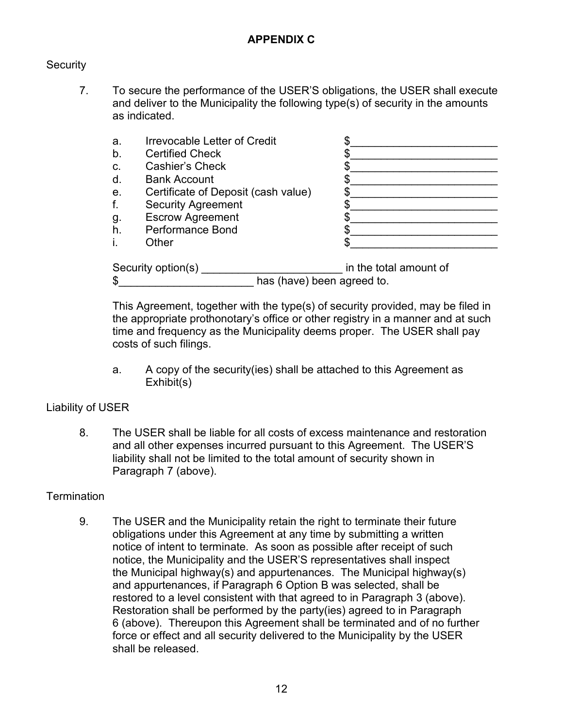## APPENDIX C

Security

7. To secure the performance of the USER'S obligations, the USER shall execute and deliver to the Municipality the following type(s) of security in the amounts as indicated.

   a. Irrevocable Letter of Credit $________________________
   b. Certified Check $________________________
   c. Cashier's Check $________________________
   d. Bank Account $________________________
   e. Certificate of Deposit (cash value) $________________________
   f. Security Agreement $________________________
   g. Escrow Agreement $________________________
   h. Performance Bond $________________________
   i. Other $________________________

   Security option(s) _______________________ in the total amount of $______________________ has (have) been agreed to.

   This Agreement, together with the type(s) of security provided, may be filed in the appropriate prothonotary's office or other registry in a manner and at such time and frequency as the Municipality deems proper. The USER shall pay costs of such filings.

   a. A copy of the security(ies) shall be attached to this Agreement as Exhibit(s)

Liability of USER

8. The USER shall be liable for all costs of excess maintenance and restoration and all other expenses incurred pursuant to this Agreement. The USER'S liability shall not be limited to the total amount of security shown in Paragraph 7 (above).

Termination

9. The USER and the Municipality retain the right to terminate their future obligations under this Agreement at any time by submitting a written notice of intent to terminate. As soon as possible after receipt of such notice, the Municipality and the USER'S representatives shall inspect the Municipal highway(s) and appurtenances. The Municipal highway(s) and appurtenances, if Paragraph 6 Option B was selected, shall be restored to a level consistent with that agreed to in Paragraph 3 (above). Restoration shall be performed by the party(ies) agreed to in Paragraph 6 (above). Thereupon this Agreement shall be terminated and of no further force or effect and all security delivered to the Municipality by the USER shall be released.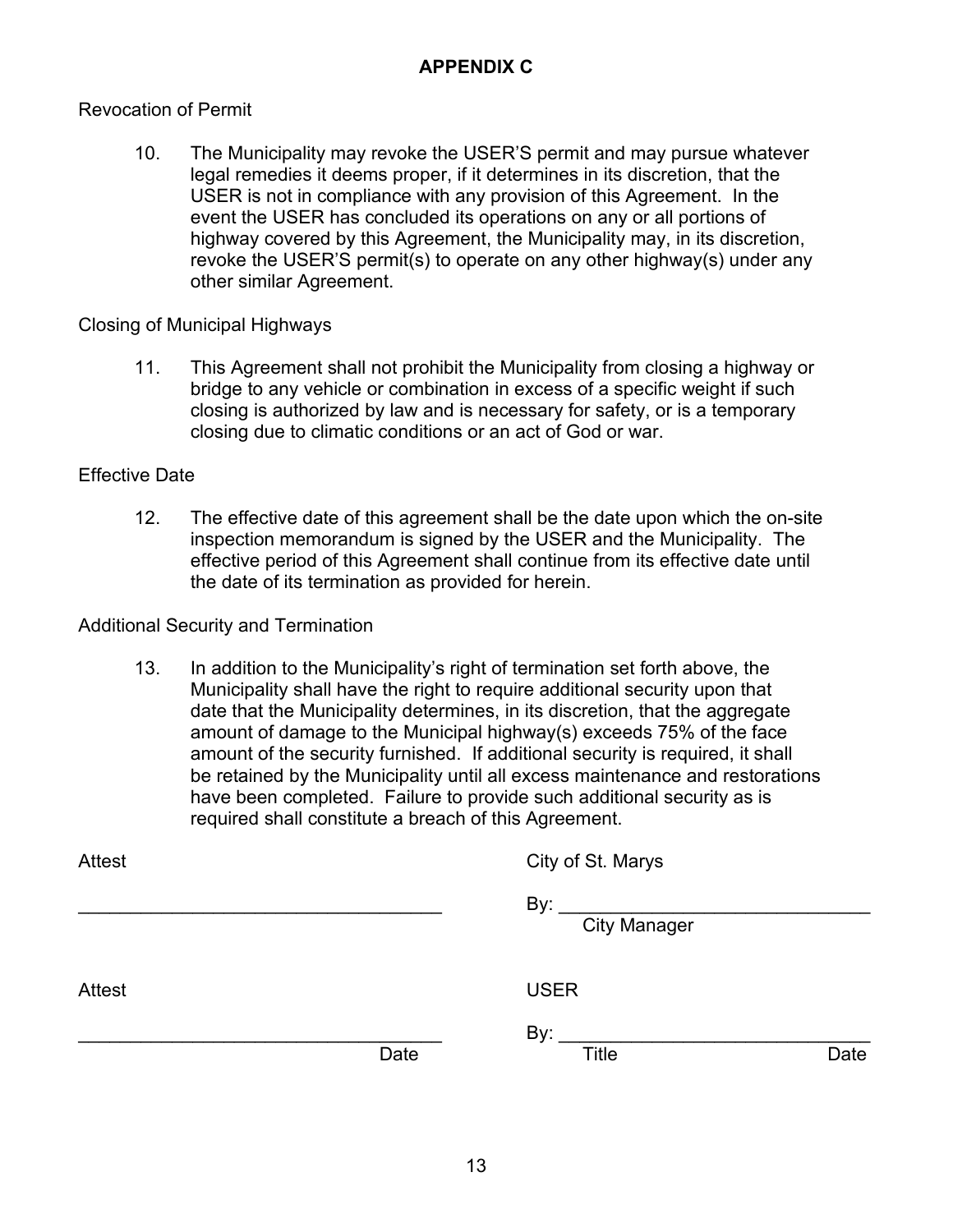## APPENDIX C

Revocation of Permit

10. The Municipality may revoke the USER'S permit and may pursue whatever legal remedies it deems proper, if it determines in its discretion, that the USER is not in compliance with any provision of this Agreement. In the event the USER has concluded its operations on any or all portions of highway covered by this Agreement, the Municipality may, in its discretion, revoke the USER'S permit(s) to operate on any other highway(s) under any other similar Agreement.

Closing of Municipal Highways

11. This Agreement shall not prohibit the Municipality from closing a highway or bridge to any vehicle or combination in excess of a specific weight if such closing is authorized by law and is necessary for safety, or is a temporary closing due to climatic conditions or an act of God or war.

Effective Date

12. The effective date of this agreement shall be the date upon which the on-site inspection memorandum is signed by the USER and the Municipality. The effective period of this Agreement shall continue from its effective date until the date of its termination as provided for herein.

Additional Security and Termination

13. In addition to the Municipality's right of termination set forth above, the Municipality shall have the right to require additional security upon that date that the Municipality determines, in its discretion, that the aggregate amount of damage to the Municipal highway(s) exceeds 75% of the face amount of the security furnished. If additional security is required, it shall be retained by the Municipality until all excess maintenance and restorations have been completed. Failure to provide such additional security as is required shall constitute a breach of this Agreement.

Attest

___________________________________

City of St. Marys

By: ______________________________
City Manager

Attest

___________________________________
Date

USER

By: ______________________________
Title Date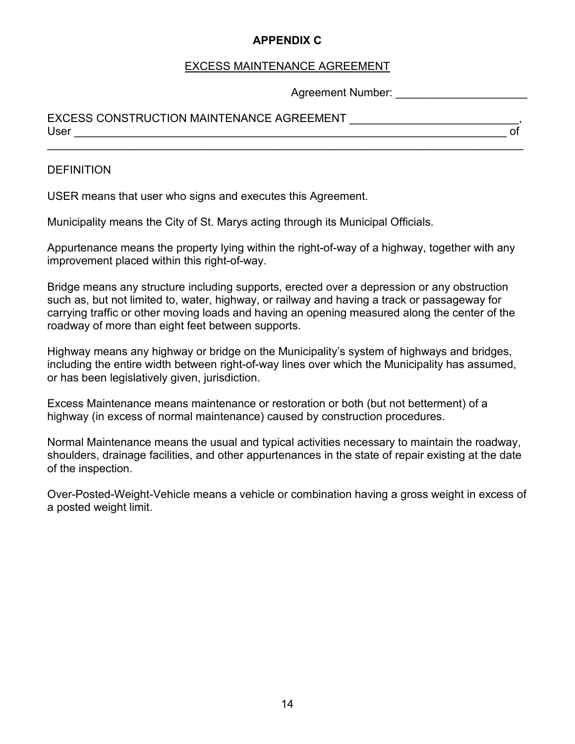**APPENDIX C**

EXCESS MAINTENANCE AGREEMENT

Agreement Number: ____________________

EXCESS CONSTRUCTION MAINTENANCE AGREEMENT __________________________, User _________________________________________________________________________ of _______________________________________________________________________________

DEFINITION

USER means that user who signs and executes this Agreement.

Municipality means the City of St. Marys acting through its Municipal Officials.

Appurtenance means the property lying within the right-of-way of a highway, together with any improvement placed within this right-of-way.

Bridge means any structure including supports, erected over a depression or any obstruction such as, but not limited to, water, highway, or railway and having a track or passageway for carrying traffic or other moving loads and having an opening measured along the center of the roadway of more than eight feet between supports.

Highway means any highway or bridge on the Municipality's system of highways and bridges, including the entire width between right-of-way lines over which the Municipality has assumed, or has been legislatively given, jurisdiction.

Excess Maintenance means maintenance or restoration or both (but not betterment) of a highway (in excess of normal maintenance) caused by construction procedures.

Normal Maintenance means the usual and typical activities necessary to maintain the roadway, shoulders, drainage facilities, and other appurtenances in the state of repair existing at the date of the inspection.

Over-Posted-Weight-Vehicle means a vehicle or combination having a gross weight in excess of a posted weight limit.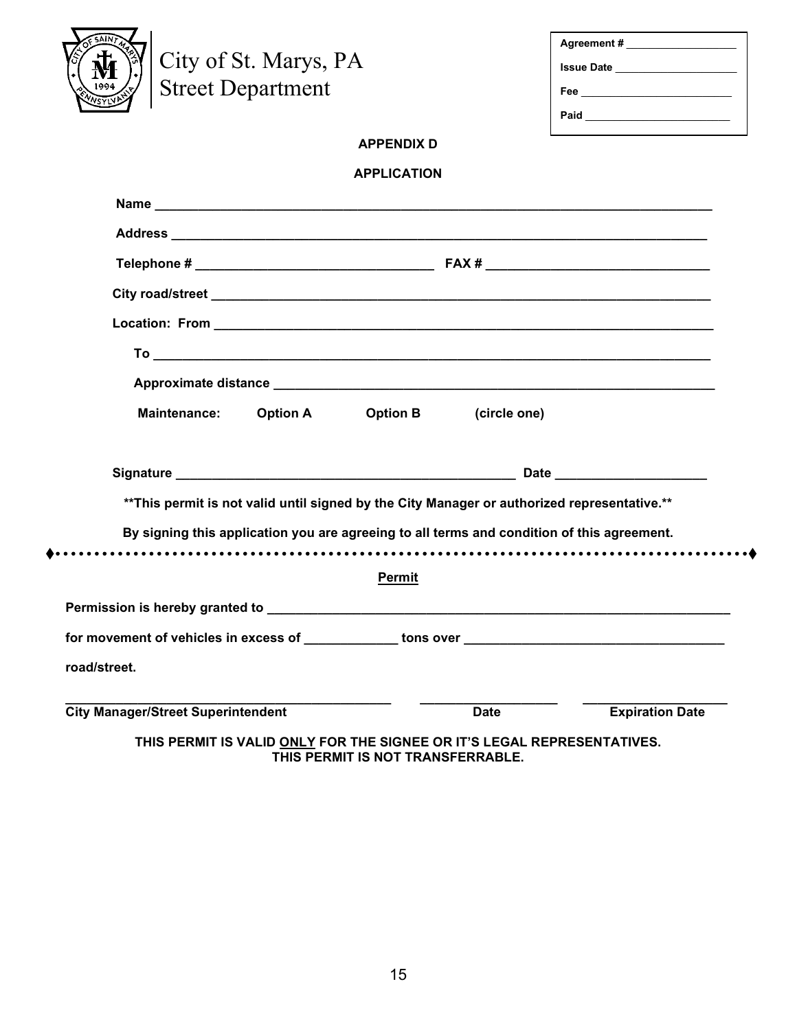City of St. Marys, PA
Street Department

Agreement # ____________________

Issue Date ____________________

Fee ____________________

Paid ____________________

## APPENDIX D

## APPLICATION

**Name** ____________________________________________________________

**Address** ____________________________________________________________

**Telephone #** ______________________________ **FAX #** ______________________________

**City road/street** ____________________________________________________________

**Location: From** ____________________________________________________________

**To** ____________________________________________________________

**Approximate distance** ____________________________________________________________

**Maintenance: Option A Option B (circle one)**

**Signature** ______________________________________________ **Date** ____________________

**\*\*This permit is not valid until signed by the City Manager or authorized representative.\*\***

**By signing this application you are agreeing to all terms and condition of this agreement.**

---

**Permit**

**Permission is hereby granted to** ____________________________________________________________

**for movement of vehicles in excess of** ____________ **tons over** ____________________________________

**road/street.**

______________________________________________ ____________________ ____________________

**City Manager/Street Superintendent** **Date** **Expiration Date**

**THIS PERMIT IS VALID ONLY FOR THE SIGNEE OR IT'S LEGAL REPRESENTATIVES.**
**THIS PERMIT IS NOT TRANSFERRABLE.**